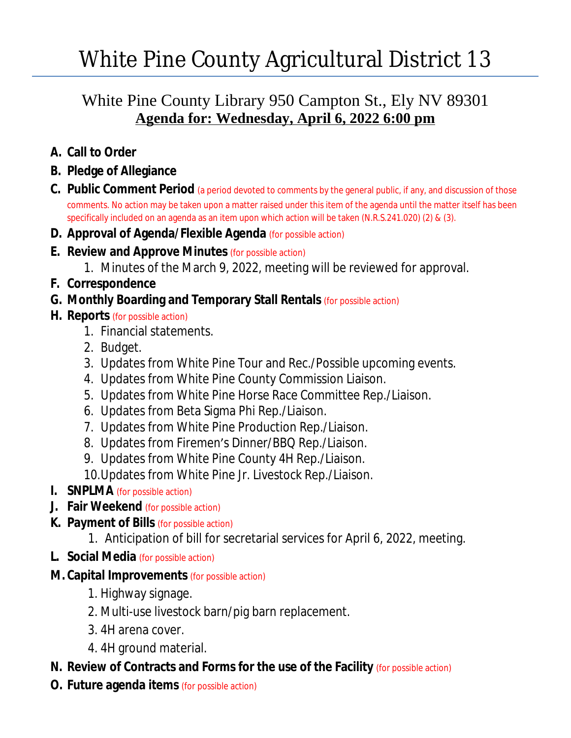# White Pine County Agricultural District 13

## White Pine County Library 950 Campton St., Ely NV 89301

**Agenda for: Wednesday, April 6, 2022 6:00 pm**

- **A. Call to Order**
- **B. Pledge of Allegiance**
- **C. Public Comment Period** (a period devoted to comments by the general public, if any, and discussion of those comments. No action may be taken upon a matter raised under this item of the agenda until the matter itself has been specifically included on an agenda as an item upon which action will be taken (N.R.S.241.020) (2) & (3).
- **D. Approval of Agenda/Flexible Agenda** (for possible action)
- **E. Review and Approve Minutes** (for possible action)
  1. Minutes of the March 9, 2022, meeting will be reviewed for approval.
- **F. Correspondence**
- **G. Monthly Boarding and Temporary Stall Rentals** (for possible action)
- **H. Reports** (for possible action)
  1. Financial statements.
  2. Budget.
  3. Updates from White Pine Tour and Rec./Possible upcoming events.
  4. Updates from White Pine County Commission Liaison.
  5. Updates from White Pine Horse Race Committee Rep./Liaison.
  6. Updates from Beta Sigma Phi Rep./Liaison.
  7. Updates from White Pine Production Rep./Liaison.
  8. Updates from Firemen's Dinner/BBQ Rep./Liaison.
  9. Updates from White Pine County 4H Rep./Liaison.
  10. Updates from White Pine Jr. Livestock Rep./Liaison.
- **I. SNPLMA** (for possible action)
- **J. Fair Weekend** (for possible action)
- **K. Payment of Bills** (for possible action)
  1. Anticipation of bill for secretarial services for April 6, 2022, meeting.
- **L. Social Media** (for possible action)
- **M. Capital Improvements** (for possible action)
  1. Highway signage.
  2. Multi-use livestock barn/pig barn replacement.
  3. 4H arena cover.
  4. 4H ground material.
- **N. Review of Contracts and Forms for the use of the Facility** (for possible action)
- **O. Future agenda items** (for possible action)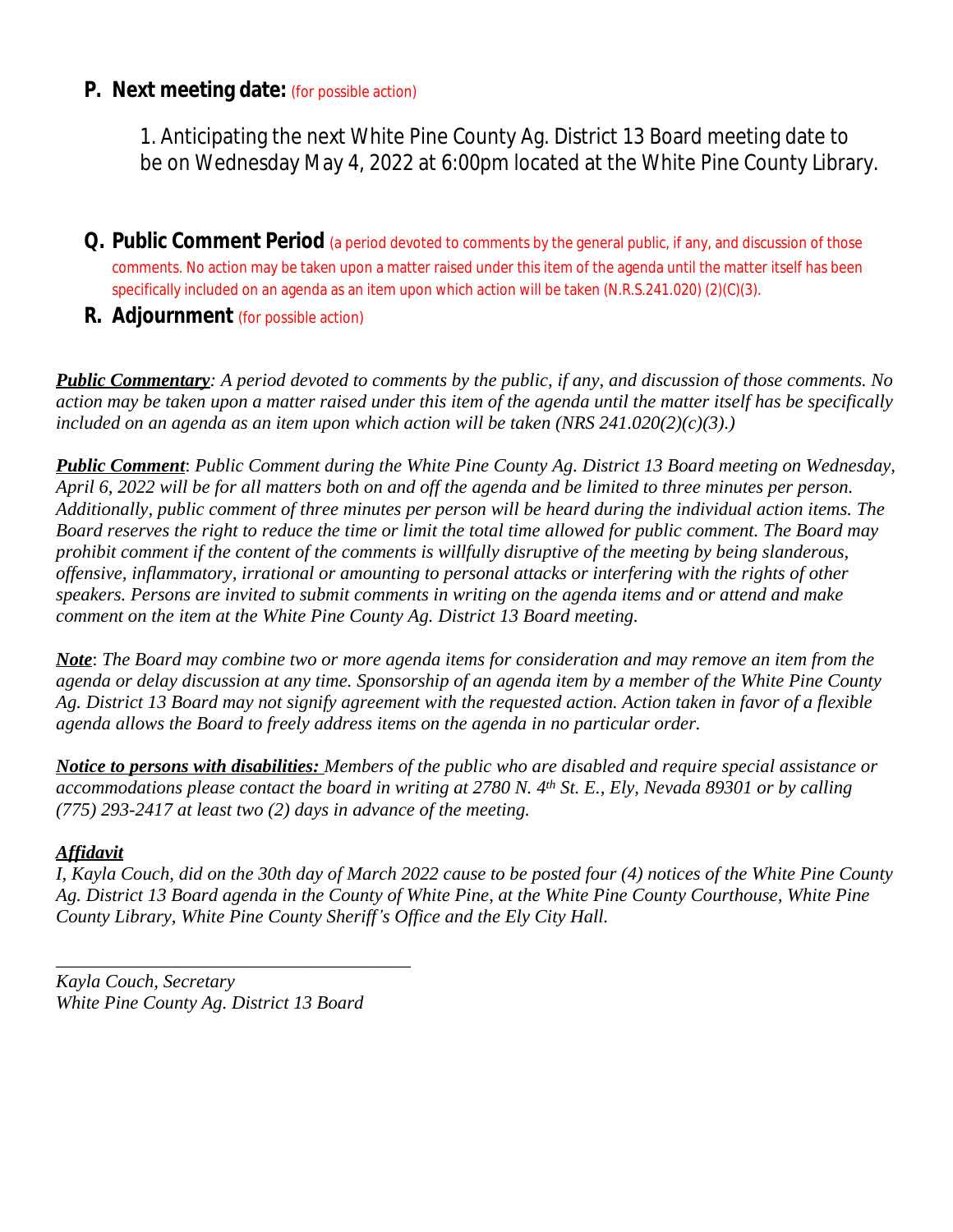**P. Next meeting date:** (for possible action)

1. Anticipating the next White Pine County Ag. District 13 Board meeting date to be on Wednesday May 4, 2022 at 6:00pm located at the White Pine County Library.

**Q. Public Comment Period** (a period devoted to comments by the general public, if any, and discussion of those comments. No action may be taken upon a matter raised under this item of the agenda until the matter itself has been specifically included on an agenda as an item upon which action will be taken (N.R.S.241.020) (2)(C)(3).

**R. Adjournment** (for possible action)

***Public Commentary****: A period devoted to comments by the public, if any, and discussion of those comments. No action may be taken upon a matter raised under this item of the agenda until the matter itself has be specifically included on an agenda as an item upon which action will be taken (NRS 241.020(2)(c)(3).)*

***Public Comment****: Public Comment during the White Pine County Ag. District 13 Board meeting on Wednesday, April 6, 2022 will be for all matters both on and off the agenda and be limited to three minutes per person. Additionally, public comment of three minutes per person will be heard during the individual action items. The Board reserves the right to reduce the time or limit the total time allowed for public comment. The Board may prohibit comment if the content of the comments is willfully disruptive of the meeting by being slanderous, offensive, inflammatory, irrational or amounting to personal attacks or interfering with the rights of other speakers. Persons are invited to submit comments in writing on the agenda items and or attend and make comment on the item at the White Pine County Ag. District 13 Board meeting.*

***Note****: The Board may combine two or more agenda items for consideration and may remove an item from the agenda or delay discussion at any time. Sponsorship of an agenda item by a member of the White Pine County Ag. District 13 Board may not signify agreement with the requested action. Action taken in favor of a flexible agenda allows the Board to freely address items on the agenda in no particular order.*

***Notice to persons with disabilities:*** *Members of the public who are disabled and require special assistance or accommodations please contact the board in writing at 2780 N. 4th St. E., Ely, Nevada 89301 or by calling (775) 293-2417 at least two (2) days in advance of the meeting.*

***Affidavit***

*I, Kayla Couch, did on the 30th day of March 2022 cause to be posted four (4) notices of the White Pine County Ag. District 13 Board agenda in the County of White Pine, at the White Pine County Courthouse, White Pine County Library, White Pine County Sheriff's Office and the Ely City Hall.*

\_\_\_\_\_\_\_\_\_\_\_\_\_\_\_\_\_\_\_\_\_\_\_\_\_\_\_\_\_\_\_\_\_\_\_\_\_\_\_\_

*Kayla Couch, Secretary*
*White Pine County Ag. District 13 Board*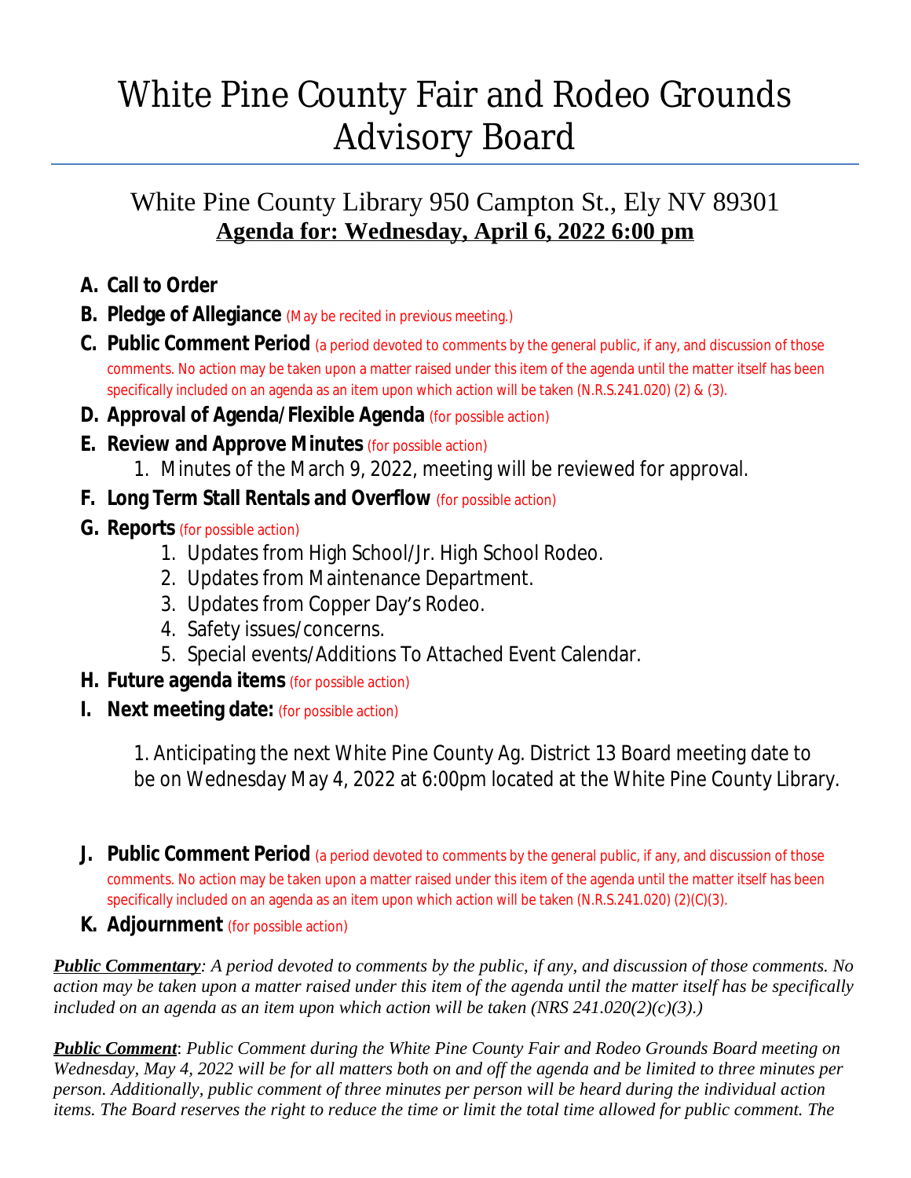# White Pine County Fair and Rodeo Grounds Advisory Board

## White Pine County Library 950 Campton St., Ely NV 89301

**Agenda for: Wednesday, April 6, 2022 6:00 pm**

A. **Call to Order**

B. **Pledge of Allegiance** (May be recited in previous meeting.)

C. **Public Comment Period** (a period devoted to comments by the general public, if any, and discussion of those comments. No action may be taken upon a matter raised under this item of the agenda until the matter itself has been specifically included on an agenda as an item upon which action will be taken (N.R.S.241.020) (2) & (3).

D. **Approval of Agenda/Flexible Agenda** (for possible action)

E. **Review and Approve Minutes** (for possible action)
   1. Minutes of the March 9, 2022, meeting will be reviewed for approval.

F. **Long Term Stall Rentals and Overflow** (for possible action)

G. **Reports** (for possible action)
   1. Updates from High School/Jr. High School Rodeo.
   2. Updates from Maintenance Department.
   3. Updates from Copper Day's Rodeo.
   4. Safety issues/concerns.
   5. Special events/Additions To Attached Event Calendar.

H. **Future agenda items** (for possible action)

I. **Next meeting date:** (for possible action)

   1. Anticipating the next White Pine County Ag. District 13 Board meeting date to be on Wednesday May 4, 2022 at 6:00pm located at the White Pine County Library.

J. **Public Comment Period** (a period devoted to comments by the general public, if any, and discussion of those comments. No action may be taken upon a matter raised under this item of the agenda until the matter itself has been specifically included on an agenda as an item upon which action will be taken (N.R.S.241.020) (2)(C)(3).

K. **Adjournment** (for possible action)

***Public Commentary**: A period devoted to comments by the public, if any, and discussion of those comments. No action may be taken upon a matter raised under this item of the agenda until the matter itself has be specifically included on an agenda as an item upon which action will be taken (NRS 241.020(2)(c)(3).)*

***Public Comment**: Public Comment during the White Pine County Fair and Rodeo Grounds Board meeting on Wednesday, May 4, 2022 will be for all matters both on and off the agenda and be limited to three minutes per person. Additionally, public comment of three minutes per person will be heard during the individual action items. The Board reserves the right to reduce the time or limit the total time allowed for public comment. The*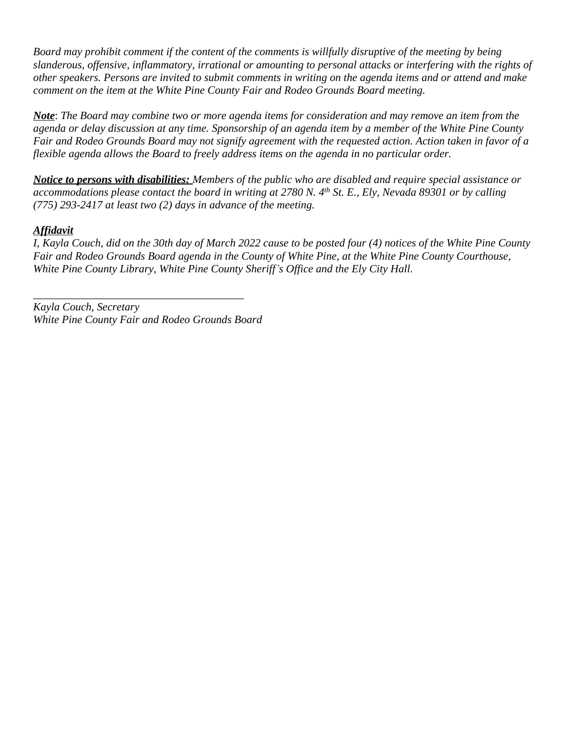*Board may prohibit comment if the content of the comments is willfully disruptive of the meeting by being slanderous, offensive, inflammatory, irrational or amounting to personal attacks or interfering with the rights of other speakers. Persons are invited to submit comments in writing on the agenda items and or attend and make comment on the item at the White Pine County Fair and Rodeo Grounds Board meeting.*

***Note***: *The Board may combine two or more agenda items for consideration and may remove an item from the agenda or delay discussion at any time. Sponsorship of an agenda item by a member of the White Pine County Fair and Rodeo Grounds Board may not signify agreement with the requested action. Action taken in favor of a flexible agenda allows the Board to freely address items on the agenda in no particular order.*

***Notice to persons with disabilities:*** *Members of the public who are disabled and require special assistance or accommodations please contact the board in writing at 2780 N. 4th St. E., Ely, Nevada 89301 or by calling (775) 293-2417 at least two (2) days in advance of the meeting.*

***Affidavit***

*I, Kayla Couch, did on the 30th day of March 2022 cause to be posted four (4) notices of the White Pine County Fair and Rodeo Grounds Board agenda in the County of White Pine, at the White Pine County Courthouse, White Pine County Library, White Pine County Sheriff's Office and the Ely City Hall.*

_______________________________________

*Kayla Couch, Secretary*
*White Pine County Fair and Rodeo Grounds Board*